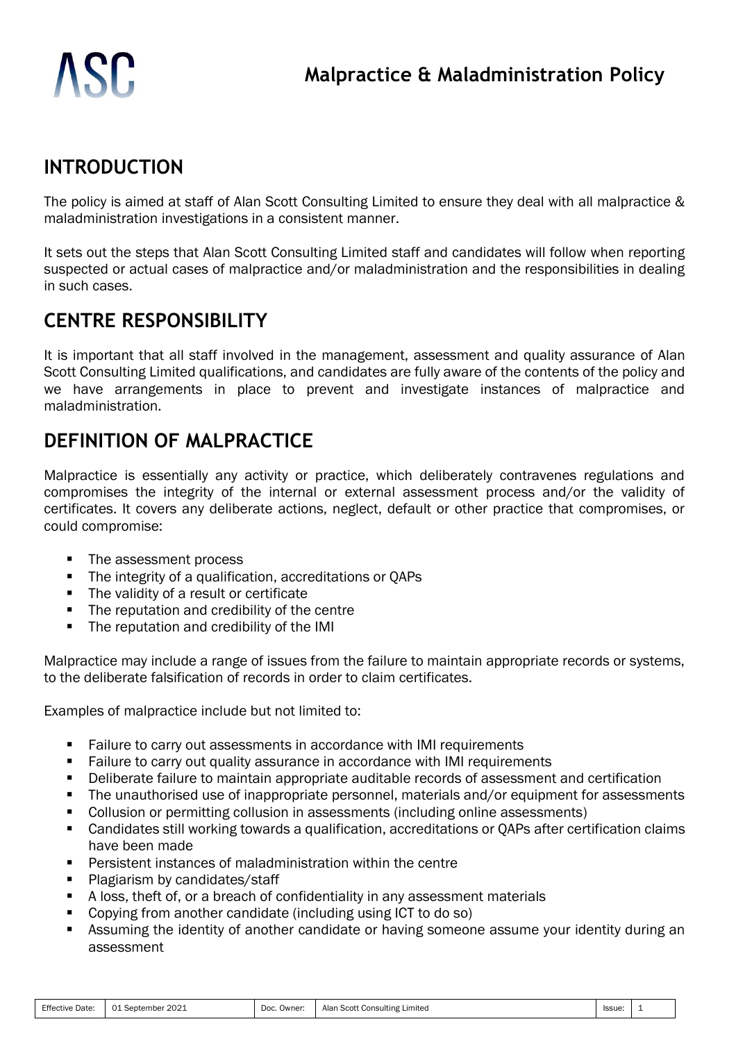# Malpractice & Maladministration Policy

## INTRODUCTION

The policy is aimed at staff of Alan Scott Consulting Limited to ensure they deal with all malpractice & maladministration investigations in a consistent manner.

It sets out the steps that Alan Scott Consulting Limited staff and candidates will follow when reporting suspected or actual cases of malpractice and/or maladministration and the responsibilities in dealing in such cases.

## CENTRE RESPONSIBILITY

It is important that all staff involved in the management, assessment and quality assurance of Alan Scott Consulting Limited qualifications, and candidates are fully aware of the contents of the policy and we have arrangements in place to prevent and investigate instances of malpractice and maladministration.

## DEFINITION OF MALPRACTICE

Malpractice is essentially any activity or practice, which deliberately contravenes regulations and compromises the integrity of the internal or external assessment process and/or the validity of certificates. It covers any deliberate actions, neglect, default or other practice that compromises, or could compromise:

- The assessment process
- The integrity of a qualification, accreditations or QAPs
- The validity of a result or certificate
- The reputation and credibility of the centre
- The reputation and credibility of the IMI

Malpractice may include a range of issues from the failure to maintain appropriate records or systems, to the deliberate falsification of records in order to claim certificates.

Examples of malpractice include but not limited to:

- Failure to carry out assessments in accordance with IMI requirements
- Failure to carry out quality assurance in accordance with IMI requirements
- Deliberate failure to maintain appropriate auditable records of assessment and certification
- The unauthorised use of inappropriate personnel, materials and/or equipment for assessments
- Collusion or permitting collusion in assessments (including online assessments)
- Candidates still working towards a qualification, accreditations or QAPs after certification claims have been made
- Persistent instances of maladministration within the centre
- Plagiarism by candidates/staff
- A loss, theft of, or a breach of confidentiality in any assessment materials
- Copying from another candidate (including using ICT to do so)
- Assuming the identity of another candidate or having someone assume your identity during an assessment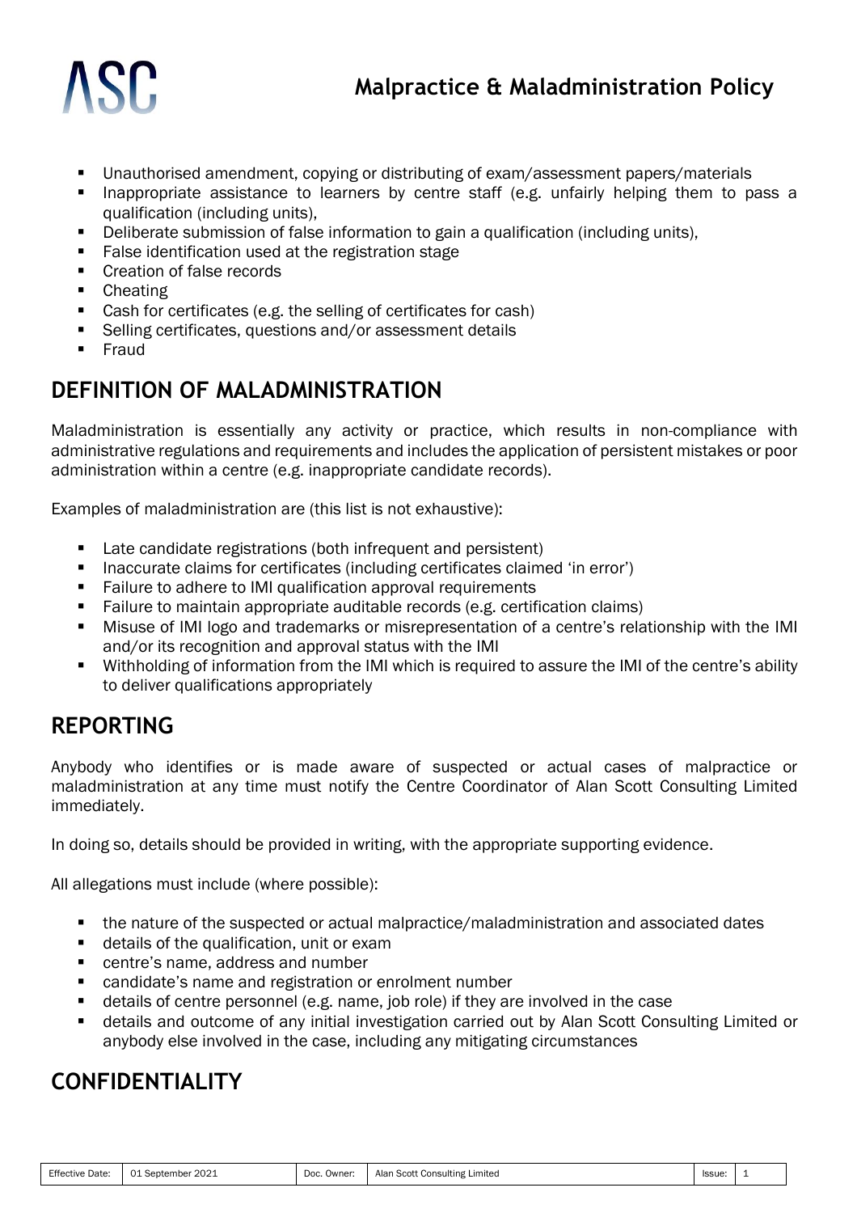- Unauthorised amendment, copying or distributing of exam/assessment papers/materials
- Inappropriate assistance to learners by centre staff (e.g. unfairly helping them to pass a qualification (including units),
- Deliberate submission of false information to gain a qualification (including units),
- False identification used at the registration stage
- Creation of false records
- Cheating
- Cash for certificates (e.g. the selling of certificates for cash)
- Selling certificates, questions and/or assessment details
- Fraud

## DEFINITION OF MALADMINISTRATION

Maladministration is essentially any activity or practice, which results in non-compliance with administrative regulations and requirements and includes the application of persistent mistakes or poor administration within a centre (e.g. inappropriate candidate records).

Examples of maladministration are (this list is not exhaustive):

- Late candidate registrations (both infrequent and persistent)
- Inaccurate claims for certificates (including certificates claimed 'in error')
- Failure to adhere to IMI qualification approval requirements
- Failure to maintain appropriate auditable records (e.g. certification claims)
- Misuse of IMI logo and trademarks or misrepresentation of a centre's relationship with the IMI and/or its recognition and approval status with the IMI
- Withholding of information from the IMI which is required to assure the IMI of the centre's ability to deliver qualifications appropriately

## REPORTING

Anybody who identifies or is made aware of suspected or actual cases of malpractice or maladministration at any time must notify the Centre Coordinator of Alan Scott Consulting Limited immediately.

In doing so, details should be provided in writing, with the appropriate supporting evidence.

All allegations must include (where possible):

- the nature of the suspected or actual malpractice/maladministration and associated dates
- details of the qualification, unit or exam
- centre's name, address and number
- candidate's name and registration or enrolment number
- details of centre personnel (e.g. name, job role) if they are involved in the case
- details and outcome of any initial investigation carried out by Alan Scott Consulting Limited or anybody else involved in the case, including any mitigating circumstances

## CONFIDENTIALITY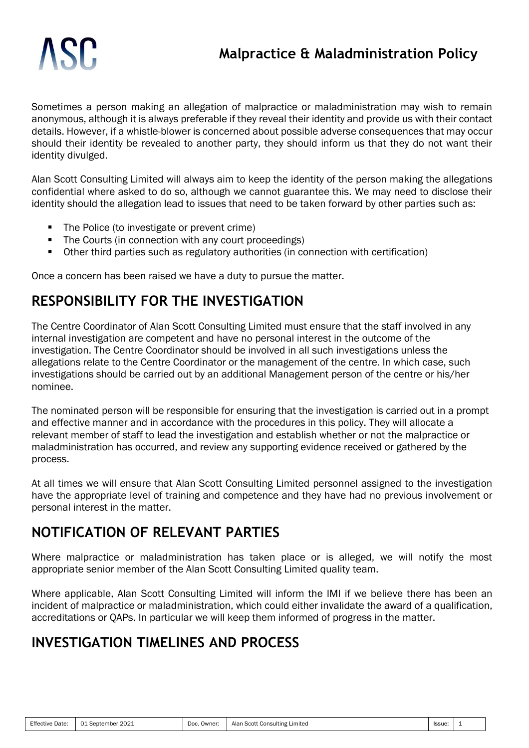Sometimes a person making an allegation of malpractice or maladministration may wish to remain anonymous, although it is always preferable if they reveal their identity and provide us with their contact details. However, if a whistle-blower is concerned about possible adverse consequences that may occur should their identity be revealed to another party, they should inform us that they do not want their identity divulged.

Alan Scott Consulting Limited will always aim to keep the identity of the person making the allegations confidential where asked to do so, although we cannot guarantee this. We may need to disclose their identity should the allegation lead to issues that need to be taken forward by other parties such as:

- The Police (to investigate or prevent crime)
- The Courts (in connection with any court proceedings)
- Other third parties such as regulatory authorities (in connection with certification)

Once a concern has been raised we have a duty to pursue the matter.

## RESPONSIBILITY FOR THE INVESTIGATION

The Centre Coordinator of Alan Scott Consulting Limited must ensure that the staff involved in any internal investigation are competent and have no personal interest in the outcome of the investigation. The Centre Coordinator should be involved in all such investigations unless the allegations relate to the Centre Coordinator or the management of the centre. In which case, such investigations should be carried out by an additional Management person of the centre or his/her nominee.

The nominated person will be responsible for ensuring that the investigation is carried out in a prompt and effective manner and in accordance with the procedures in this policy. They will allocate a relevant member of staff to lead the investigation and establish whether or not the malpractice or maladministration has occurred, and review any supporting evidence received or gathered by the process.

At all times we will ensure that Alan Scott Consulting Limited personnel assigned to the investigation have the appropriate level of training and competence and they have had no previous involvement or personal interest in the matter.

## NOTIFICATION OF RELEVANT PARTIES

Where malpractice or maladministration has taken place or is alleged, we will notify the most appropriate senior member of the Alan Scott Consulting Limited quality team.

Where applicable, Alan Scott Consulting Limited will inform the IMI if we believe there has been an incident of malpractice or maladministration, which could either invalidate the award of a qualification, accreditations or QAPs. In particular we will keep them informed of progress in the matter.

## INVESTIGATION TIMELINES AND PROCESS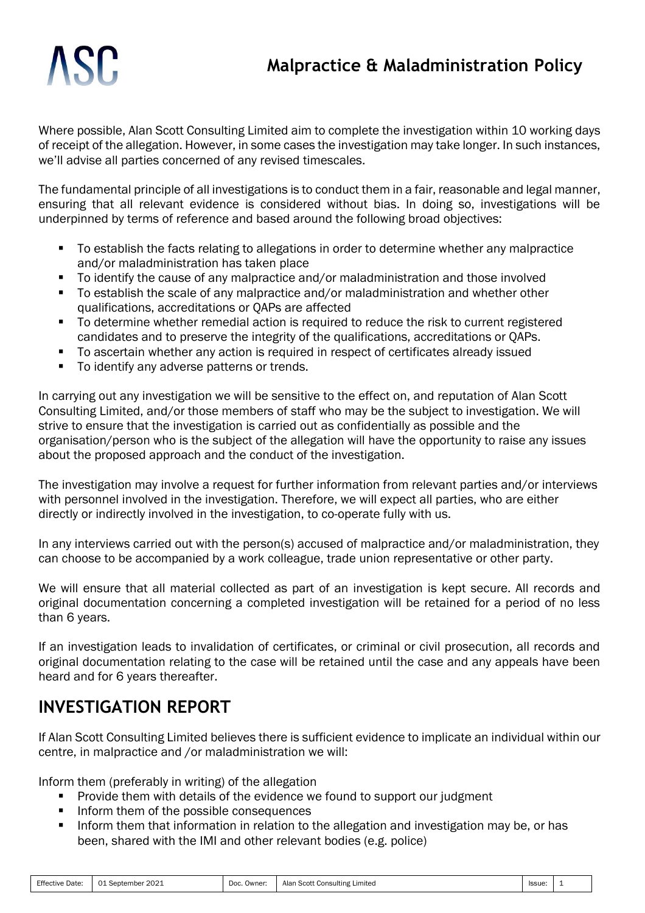Where possible, Alan Scott Consulting Limited aim to complete the investigation within 10 working days of receipt of the allegation. However, in some cases the investigation may take longer. In such instances, we'll advise all parties concerned of any revised timescales.

The fundamental principle of all investigations is to conduct them in a fair, reasonable and legal manner, ensuring that all relevant evidence is considered without bias. In doing so, investigations will be underpinned by terms of reference and based around the following broad objectives:

- To establish the facts relating to allegations in order to determine whether any malpractice and/or maladministration has taken place
- To identify the cause of any malpractice and/or maladministration and those involved
- To establish the scale of any malpractice and/or maladministration and whether other qualifications, accreditations or QAPs are affected
- To determine whether remedial action is required to reduce the risk to current registered candidates and to preserve the integrity of the qualifications, accreditations or QAPs.
- To ascertain whether any action is required in respect of certificates already issued
- To identify any adverse patterns or trends.

In carrying out any investigation we will be sensitive to the effect on, and reputation of Alan Scott Consulting Limited, and/or those members of staff who may be the subject to investigation. We will strive to ensure that the investigation is carried out as confidentially as possible and the organisation/person who is the subject of the allegation will have the opportunity to raise any issues about the proposed approach and the conduct of the investigation.

The investigation may involve a request for further information from relevant parties and/or interviews with personnel involved in the investigation. Therefore, we will expect all parties, who are either directly or indirectly involved in the investigation, to co-operate fully with us.

In any interviews carried out with the person(s) accused of malpractice and/or maladministration, they can choose to be accompanied by a work colleague, trade union representative or other party.

We will ensure that all material collected as part of an investigation is kept secure. All records and original documentation concerning a completed investigation will be retained for a period of no less than 6 years.

If an investigation leads to invalidation of certificates, or criminal or civil prosecution, all records and original documentation relating to the case will be retained until the case and any appeals have been heard and for 6 years thereafter.

## INVESTIGATION REPORT

If Alan Scott Consulting Limited believes there is sufficient evidence to implicate an individual within our centre, in malpractice and /or maladministration we will:

Inform them (preferably in writing) of the allegation

- Provide them with details of the evidence we found to support our judgment
- Inform them of the possible consequences
- Inform them that information in relation to the allegation and investigation may be, or has been, shared with the IMI and other relevant bodies (e.g. police)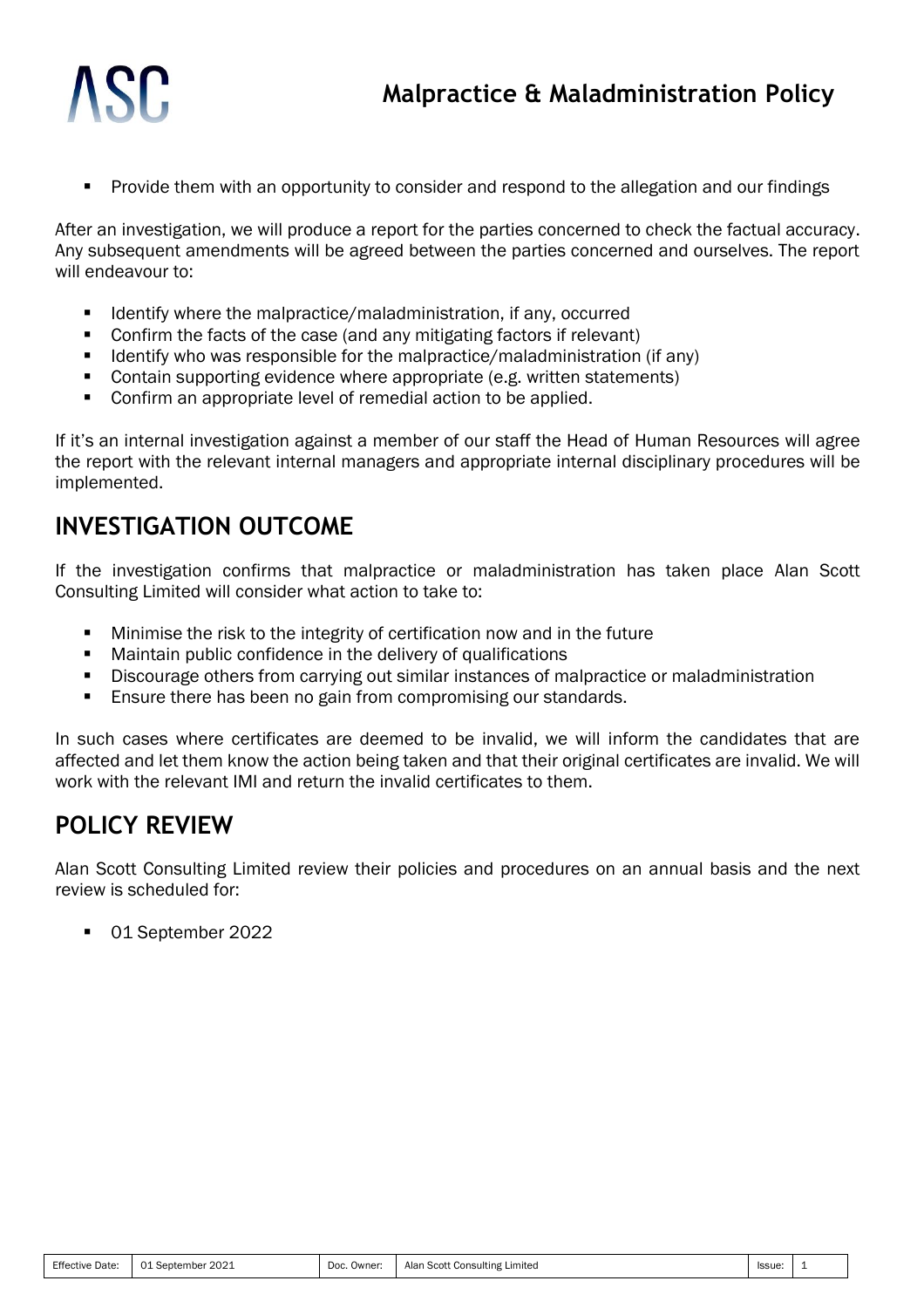- Provide them with an opportunity to consider and respond to the allegation and our findings

After an investigation, we will produce a report for the parties concerned to check the factual accuracy. Any subsequent amendments will be agreed between the parties concerned and ourselves. The report will endeavour to:

- Identify where the malpractice/maladministration, if any, occurred
- Confirm the facts of the case (and any mitigating factors if relevant)
- Identify who was responsible for the malpractice/maladministration (if any)
- Contain supporting evidence where appropriate (e.g. written statements)
- Confirm an appropriate level of remedial action to be applied.

If it's an internal investigation against a member of our staff the Head of Human Resources will agree the report with the relevant internal managers and appropriate internal disciplinary procedures will be implemented.

## INVESTIGATION OUTCOME

If the investigation confirms that malpractice or maladministration has taken place Alan Scott Consulting Limited will consider what action to take to:

- Minimise the risk to the integrity of certification now and in the future
- Maintain public confidence in the delivery of qualifications
- Discourage others from carrying out similar instances of malpractice or maladministration
- Ensure there has been no gain from compromising our standards.

In such cases where certificates are deemed to be invalid, we will inform the candidates that are affected and let them know the action being taken and that their original certificates are invalid. We will work with the relevant IMI and return the invalid certificates to them.

## POLICY REVIEW

Alan Scott Consulting Limited review their policies and procedures on an annual basis and the next review is scheduled for:

- 01 September 2022